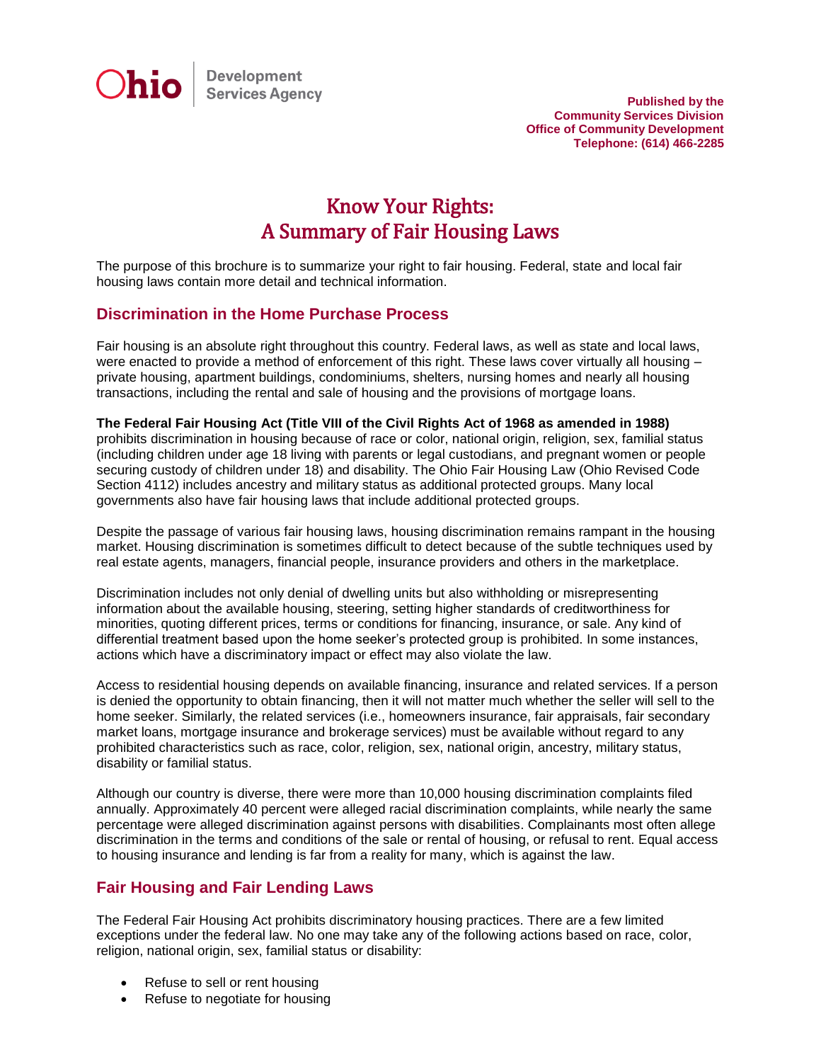Ohio | Development Services Agency

**Published by the**
**Community Services Division**
**Office of Community Development**
**Telephone: (614) 466-2285**

# Know Your Rights:
# A Summary of Fair Housing Laws

The purpose of this brochure is to summarize your right to fair housing. Federal, state and local fair housing laws contain more detail and technical information.

## Discrimination in the Home Purchase Process

Fair housing is an absolute right throughout this country. Federal laws, as well as state and local laws, were enacted to provide a method of enforcement of this right. These laws cover virtually all housing – private housing, apartment buildings, condominiums, shelters, nursing homes and nearly all housing transactions, including the rental and sale of housing and the provisions of mortgage loans.

**The Federal Fair Housing Act (Title VIII of the Civil Rights Act of 1968 as amended in 1988)** prohibits discrimination in housing because of race or color, national origin, religion, sex, familial status (including children under age 18 living with parents or legal custodians, and pregnant women or people securing custody of children under 18) and disability. The Ohio Fair Housing Law (Ohio Revised Code Section 4112) includes ancestry and military status as additional protected groups. Many local governments also have fair housing laws that include additional protected groups.

Despite the passage of various fair housing laws, housing discrimination remains rampant in the housing market. Housing discrimination is sometimes difficult to detect because of the subtle techniques used by real estate agents, managers, financial people, insurance providers and others in the marketplace.

Discrimination includes not only denial of dwelling units but also withholding or misrepresenting information about the available housing, steering, setting higher standards of creditworthiness for minorities, quoting different prices, terms or conditions for financing, insurance, or sale. Any kind of differential treatment based upon the home seeker's protected group is prohibited. In some instances, actions which have a discriminatory impact or effect may also violate the law.

Access to residential housing depends on available financing, insurance and related services. If a person is denied the opportunity to obtain financing, then it will not matter much whether the seller will sell to the home seeker. Similarly, the related services (i.e., homeowners insurance, fair appraisals, fair secondary market loans, mortgage insurance and brokerage services) must be available without regard to any prohibited characteristics such as race, color, religion, sex, national origin, ancestry, military status, disability or familial status.

Although our country is diverse, there were more than 10,000 housing discrimination complaints filed annually. Approximately 40 percent were alleged racial discrimination complaints, while nearly the same percentage were alleged discrimination against persons with disabilities. Complainants most often allege discrimination in the terms and conditions of the sale or rental of housing, or refusal to rent. Equal access to housing insurance and lending is far from a reality for many, which is against the law.

## Fair Housing and Fair Lending Laws

The Federal Fair Housing Act prohibits discriminatory housing practices. There are a few limited exceptions under the federal law. No one may take any of the following actions based on race, color, religion, national origin, sex, familial status or disability:

- Refuse to sell or rent housing
- Refuse to negotiate for housing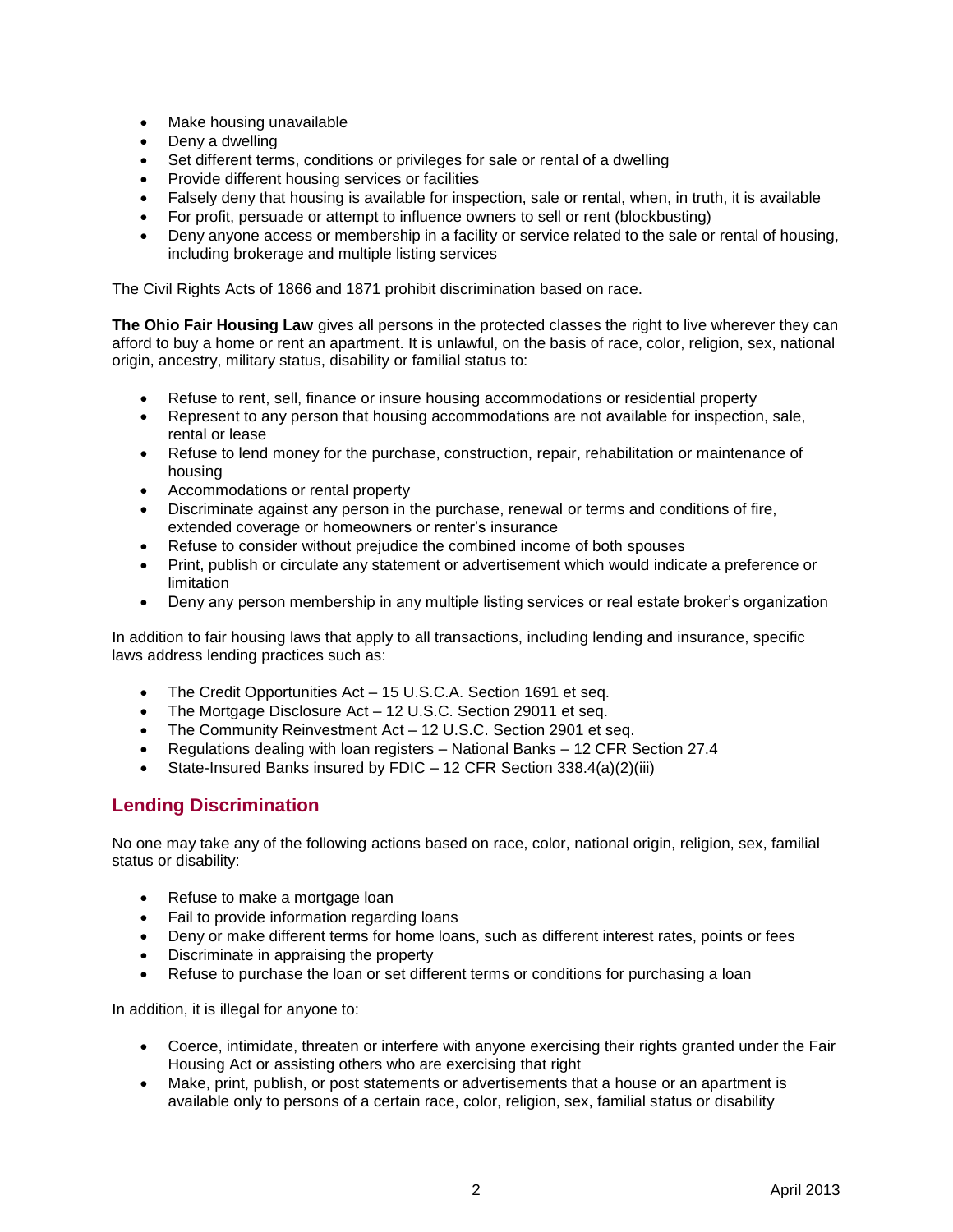- Make housing unavailable
- Deny a dwelling
- Set different terms, conditions or privileges for sale or rental of a dwelling
- Provide different housing services or facilities
- Falsely deny that housing is available for inspection, sale or rental, when, in truth, it is available
- For profit, persuade or attempt to influence owners to sell or rent (blockbusting)
- Deny anyone access or membership in a facility or service related to the sale or rental of housing, including brokerage and multiple listing services

The Civil Rights Acts of 1866 and 1871 prohibit discrimination based on race.

**The Ohio Fair Housing Law** gives all persons in the protected classes the right to live wherever they can afford to buy a home or rent an apartment. It is unlawful, on the basis of race, color, religion, sex, national origin, ancestry, military status, disability or familial status to:

- Refuse to rent, sell, finance or insure housing accommodations or residential property
- Represent to any person that housing accommodations are not available for inspection, sale, rental or lease
- Refuse to lend money for the purchase, construction, repair, rehabilitation or maintenance of housing
- Accommodations or rental property
- Discriminate against any person in the purchase, renewal or terms and conditions of fire, extended coverage or homeowners or renter's insurance
- Refuse to consider without prejudice the combined income of both spouses
- Print, publish or circulate any statement or advertisement which would indicate a preference or limitation
- Deny any person membership in any multiple listing services or real estate broker's organization

In addition to fair housing laws that apply to all transactions, including lending and insurance, specific laws address lending practices such as:

- The Credit Opportunities Act – 15 U.S.C.A. Section 1691 et seq.
- The Mortgage Disclosure Act – 12 U.S.C. Section 29011 et seq.
- The Community Reinvestment Act – 12 U.S.C. Section 2901 et seq.
- Regulations dealing with loan registers – National Banks – 12 CFR Section 27.4
- State-Insured Banks insured by FDIC – 12 CFR Section 338.4(a)(2)(iii)

## Lending Discrimination

No one may take any of the following actions based on race, color, national origin, religion, sex, familial status or disability:

- Refuse to make a mortgage loan
- Fail to provide information regarding loans
- Deny or make different terms for home loans, such as different interest rates, points or fees
- Discriminate in appraising the property
- Refuse to purchase the loan or set different terms or conditions for purchasing a loan

In addition, it is illegal for anyone to:

- Coerce, intimidate, threaten or interfere with anyone exercising their rights granted under the Fair Housing Act or assisting others who are exercising that right
- Make, print, publish, or post statements or advertisements that a house or an apartment is available only to persons of a certain race, color, religion, sex, familial status or disability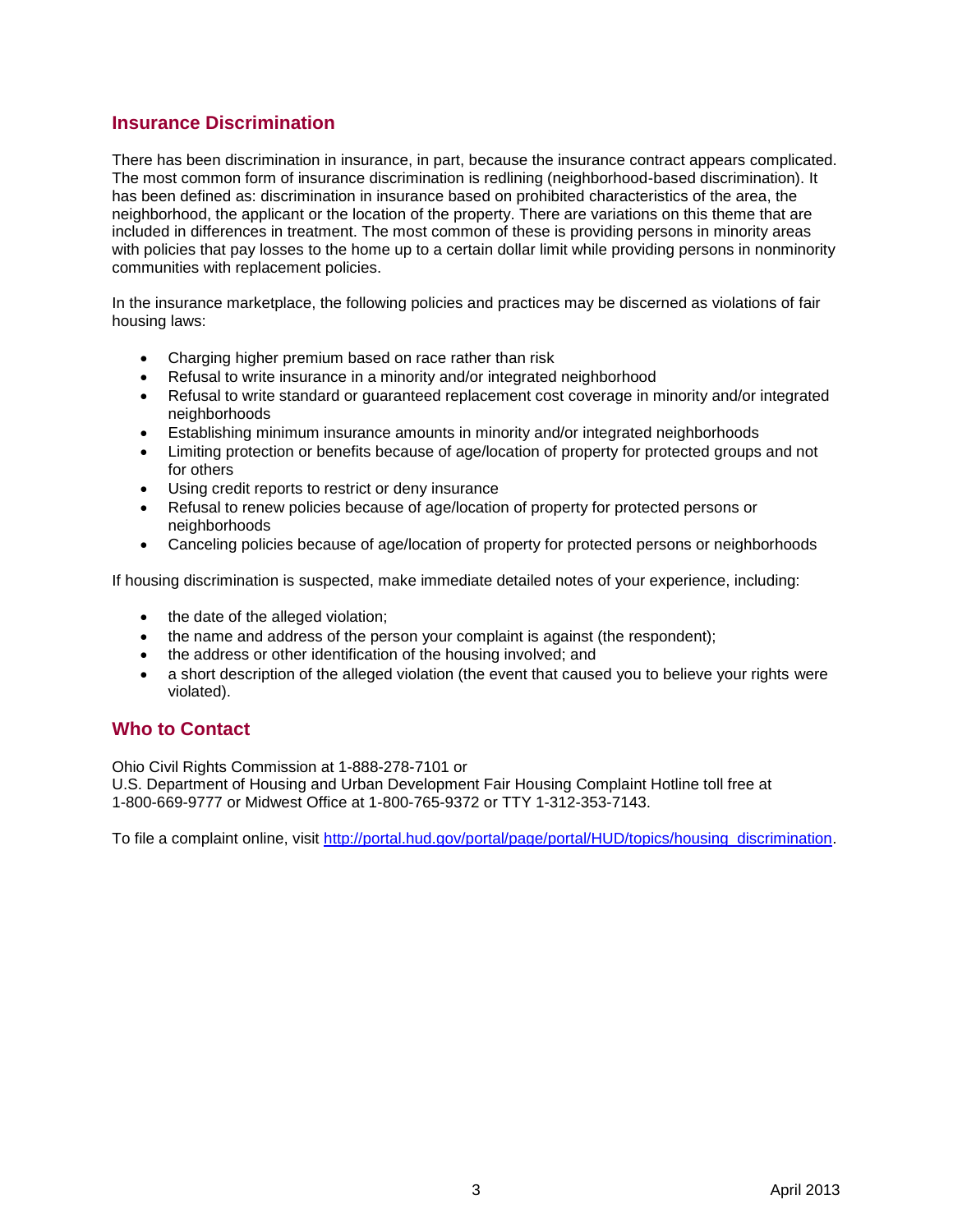## Insurance Discrimination

There has been discrimination in insurance, in part, because the insurance contract appears complicated. The most common form of insurance discrimination is redlining (neighborhood-based discrimination). It has been defined as: discrimination in insurance based on prohibited characteristics of the area, the neighborhood, the applicant or the location of the property. There are variations on this theme that are included in differences in treatment. The most common of these is providing persons in minority areas with policies that pay losses to the home up to a certain dollar limit while providing persons in nonminority communities with replacement policies.

In the insurance marketplace, the following policies and practices may be discerned as violations of fair housing laws:

- Charging higher premium based on race rather than risk
- Refusal to write insurance in a minority and/or integrated neighborhood
- Refusal to write standard or guaranteed replacement cost coverage in minority and/or integrated neighborhoods
- Establishing minimum insurance amounts in minority and/or integrated neighborhoods
- Limiting protection or benefits because of age/location of property for protected groups and not for others
- Using credit reports to restrict or deny insurance
- Refusal to renew policies because of age/location of property for protected persons or neighborhoods
- Canceling policies because of age/location of property for protected persons or neighborhoods

If housing discrimination is suspected, make immediate detailed notes of your experience, including:

- the date of the alleged violation;
- the name and address of the person your complaint is against (the respondent);
- the address or other identification of the housing involved; and
- a short description of the alleged violation (the event that caused you to believe your rights were violated).

## Who to Contact

Ohio Civil Rights Commission at 1-888-278-7101 or
U.S. Department of Housing and Urban Development Fair Housing Complaint Hotline toll free at 1-800-669-9777 or Midwest Office at 1-800-765-9372 or TTY 1-312-353-7143.

To file a complaint online, visit [http://portal.hud.gov/portal/page/portal/HUD/topics/housing_discrimination](http://portal.hud.gov/portal/page/portal/HUD/topics/housing_discrimination).